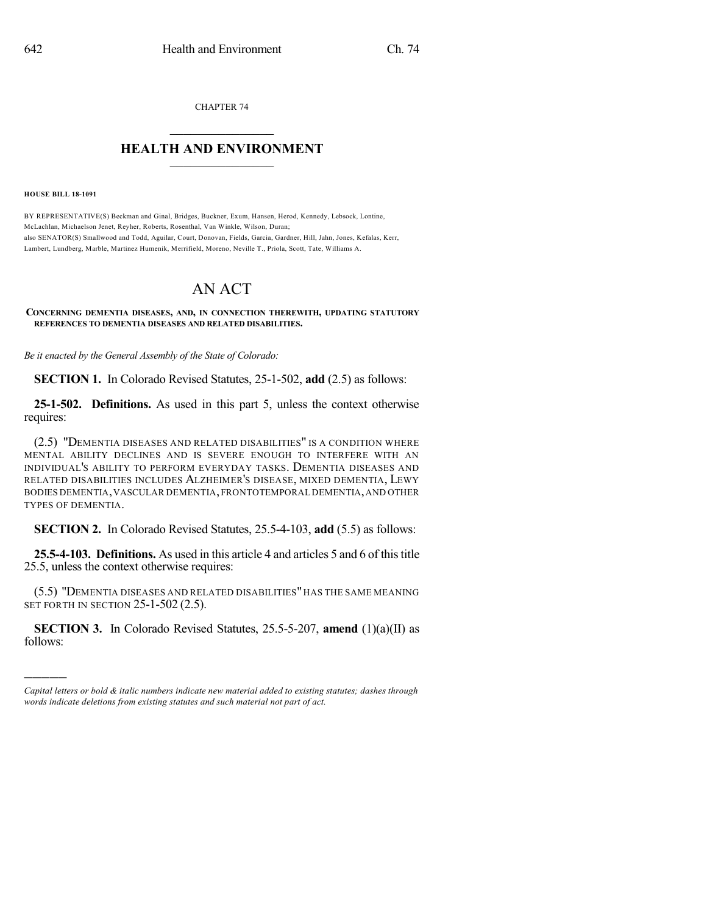CHAPTER 74

# HEALTH AND ENVIRONMENT

**HOUSE BILL 18-1091**

BY REPRESENTATIVE(S) Beckman and Ginal, Bridges, Buckner, Exum, Hansen, Herod, Kennedy, Lebsock, Lontine, McLachlan, Michaelson Jenet, Reyher, Roberts, Rosenthal, Van Winkle, Wilson, Duran;
also SENATOR(S) Smallwood and Todd, Aguilar, Court, Donovan, Fields, Garcia, Gardner, Hill, Jahn, Jones, Kefalas, Kerr, Lambert, Lundberg, Marble, Martinez Humenik, Merrifield, Moreno, Neville T., Priola, Scott, Tate, Williams A.

# AN ACT

**CONCERNING DEMENTIA DISEASES, AND, IN CONNECTION THEREWITH, UPDATING STATUTORY REFERENCES TO DEMENTIA DISEASES AND RELATED DISABILITIES.**

*Be it enacted by the General Assembly of the State of Colorado:*

**SECTION 1.** In Colorado Revised Statutes, 25-1-502, **add** (2.5) as follows:

**25-1-502. Definitions.** As used in this part 5, unless the context otherwise requires:

(2.5) "DEMENTIA DISEASES AND RELATED DISABILITIES" IS A CONDITION WHERE MENTAL ABILITY DECLINES AND IS SEVERE ENOUGH TO INTERFERE WITH AN INDIVIDUAL'S ABILITY TO PERFORM EVERYDAY TASKS. DEMENTIA DISEASES AND RELATED DISABILITIES INCLUDES ALZHEIMER'S DISEASE, MIXED DEMENTIA, LEWY BODIES DEMENTIA, VASCULAR DEMENTIA, FRONTOTEMPORAL DEMENTIA, AND OTHER TYPES OF DEMENTIA.

**SECTION 2.** In Colorado Revised Statutes, 25.5-4-103, **add** (5.5) as follows:

**25.5-4-103. Definitions.** As used in this article 4 and articles 5 and 6 of this title 25.5, unless the context otherwise requires:

(5.5) "DEMENTIA DISEASES AND RELATED DISABILITIES" HAS THE SAME MEANING SET FORTH IN SECTION 25-1-502 (2.5).

**SECTION 3.** In Colorado Revised Statutes, 25.5-5-207, **amend** (1)(a)(II) as follows:

*Capital letters or bold & italic numbers indicate new material added to existing statutes; dashes through words indicate deletions from existing statutes and such material not part of act.*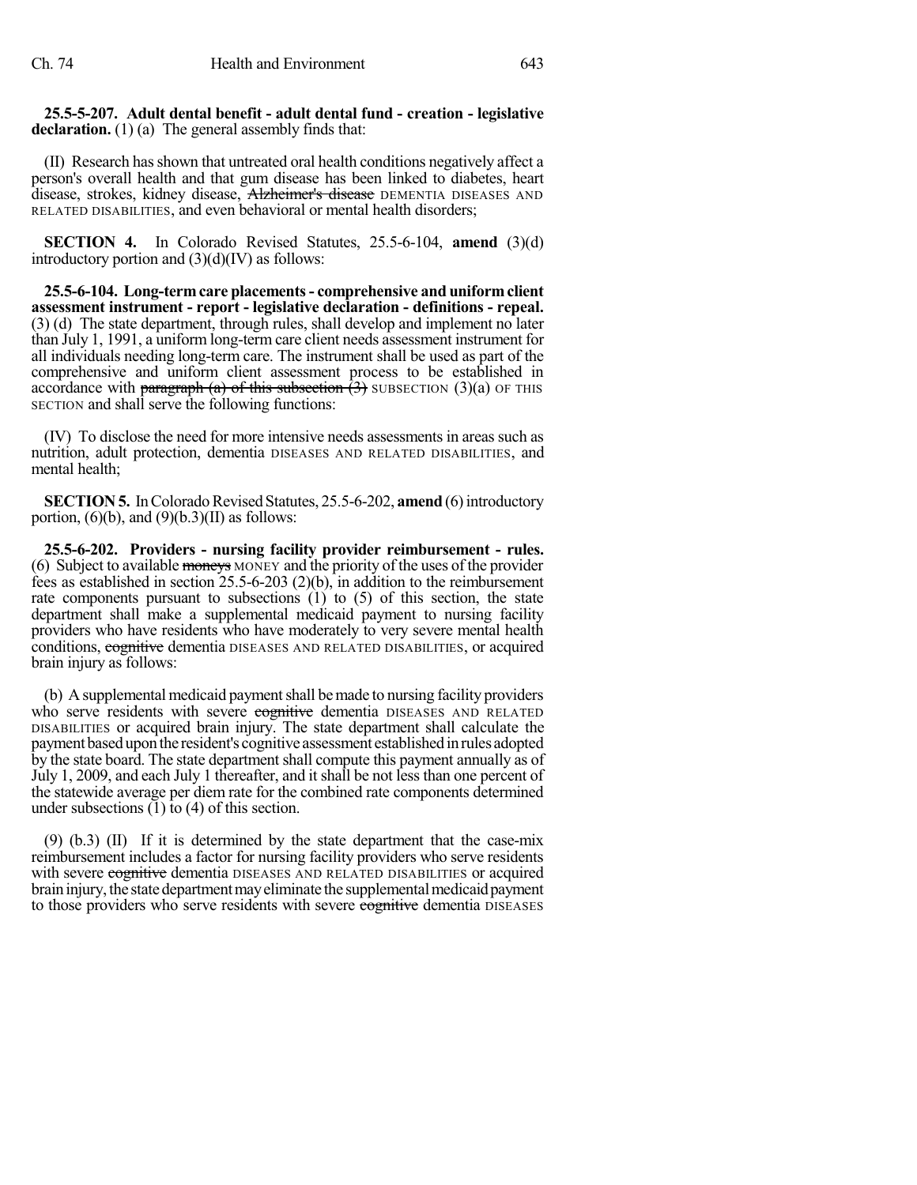**25.5-5-207. Adult dental benefit - adult dental fund - creation - legislative declaration.** (1) (a) The general assembly finds that:

(II) Research has shown that untreated oral health conditions negatively affect a person's overall health and that gum disease has been linked to diabetes, heart disease, strokes, kidney disease, ~~Alzheimer's disease~~ DEMENTIA DISEASES AND RELATED DISABILITIES, and even behavioral or mental health disorders;

**SECTION 4.** In Colorado Revised Statutes, 25.5-6-104, **amend** (3)(d) introductory portion and (3)(d)(IV) as follows:

**25.5-6-104. Long-term care placements - comprehensive and uniform client assessment instrument - report - legislative declaration - definitions - repeal.** (3) (d) The state department, through rules, shall develop and implement no later than July 1, 1991, a uniform long-term care client needs assessment instrument for all individuals needing long-term care. The instrument shall be used as part of the comprehensive and uniform client assessment process to be established in accordance with ~~paragraph (a) of this subsection (3)~~ SUBSECTION (3)(a) OF THIS SECTION and shall serve the following functions:

(IV) To disclose the need for more intensive needs assessments in areas such as nutrition, adult protection, dementia DISEASES AND RELATED DISABILITIES, and mental health;

**SECTION 5.** In Colorado Revised Statutes, 25.5-6-202, **amend** (6) introductory portion, (6)(b), and (9)(b.3)(II) as follows:

**25.5-6-202. Providers - nursing facility provider reimbursement - rules.** (6) Subject to available ~~moneys~~ MONEY and the priority of the uses of the provider fees as established in section 25.5-6-203 (2)(b), in addition to the reimbursement rate components pursuant to subsections (1) to (5) of this section, the state department shall make a supplemental medicaid payment to nursing facility providers who have residents who have moderately to very severe mental health conditions, ~~cognitive~~ dementia DISEASES AND RELATED DISABILITIES, or acquired brain injury as follows:

(b) A supplemental medicaid payment shall be made to nursing facility providers who serve residents with severe ~~cognitive~~ dementia DISEASES AND RELATED DISABILITIES or acquired brain injury. The state department shall calculate the payment based upon the resident's cognitive assessment established in rules adopted by the state board. The state department shall compute this payment annually as of July 1, 2009, and each July 1 thereafter, and it shall be not less than one percent of the statewide average per diem rate for the combined rate components determined under subsections (1) to (4) of this section.

(9) (b.3) (II) If it is determined by the state department that the case-mix reimbursement includes a factor for nursing facility providers who serve residents with severe ~~cognitive~~ dementia DISEASES AND RELATED DISABILITIES or acquired brain injury, the state department may eliminate the supplemental medicaid payment to those providers who serve residents with severe ~~cognitive~~ dementia DISEASES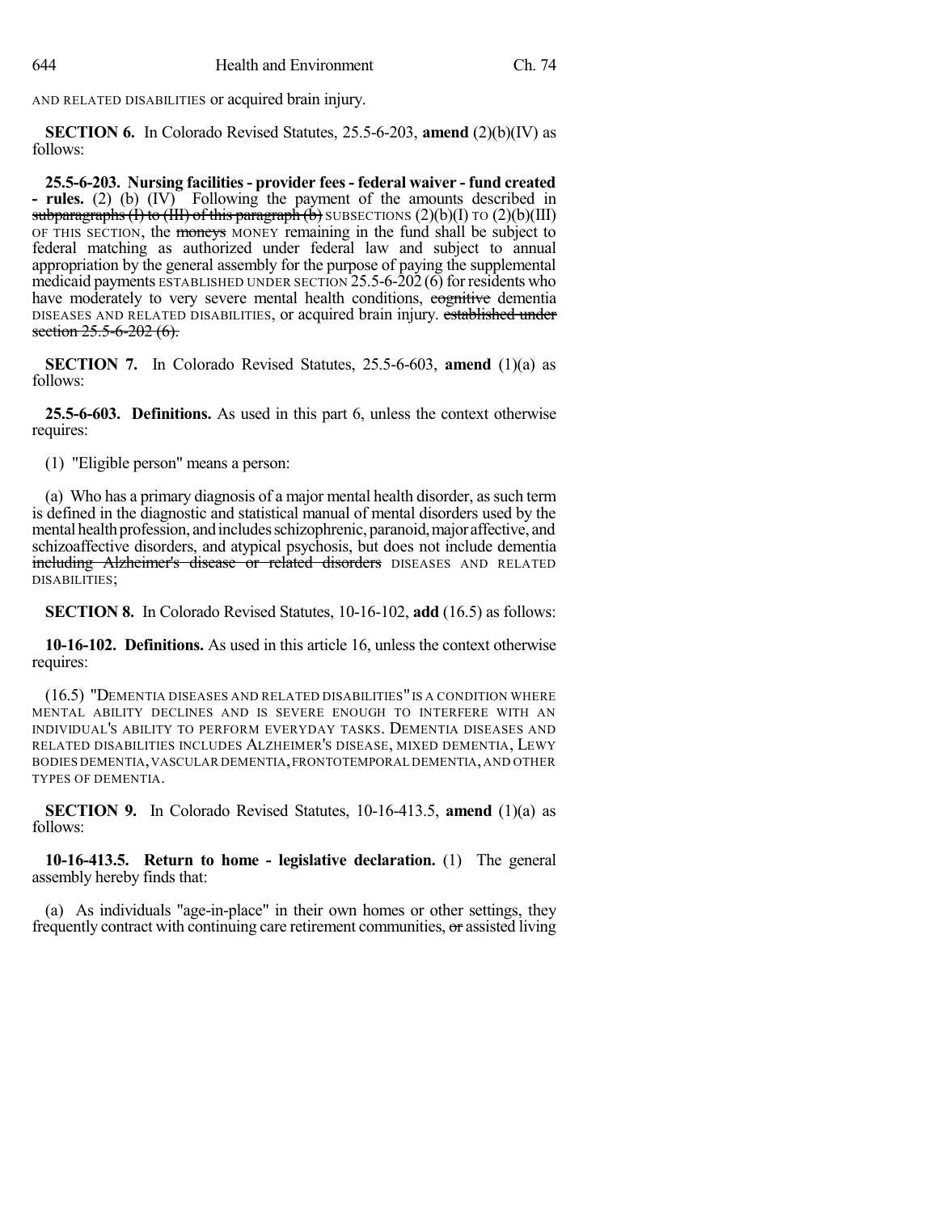AND RELATED DISABILITIES or acquired brain injury.

**SECTION 6.** In Colorado Revised Statutes, 25.5-6-203, **amend** (2)(b)(IV) as follows:

**25.5-6-203. Nursing facilities - provider fees - federal waiver - fund created - rules.** (2) (b) (IV) Following the payment of the amounts described in ~~subparagraphs (I) to (III) of this paragraph (b)~~ SUBSECTIONS (2)(b)(I) TO (2)(b)(III) OF THIS SECTION, the ~~moneys~~ MONEY remaining in the fund shall be subject to federal matching as authorized under federal law and subject to annual appropriation by the general assembly for the purpose of paying the supplemental medicaid payments ESTABLISHED UNDER SECTION 25.5-6-202 (6) for residents who have moderately to very severe mental health conditions, ~~cognitive~~ dementia DISEASES AND RELATED DISABILITIES, or acquired brain injury. ~~established under section 25.5-6-202 (6).~~

**SECTION 7.** In Colorado Revised Statutes, 25.5-6-603, **amend** (1)(a) as follows:

**25.5-6-603. Definitions.** As used in this part 6, unless the context otherwise requires:

(1) "Eligible person" means a person:

(a) Who has a primary diagnosis of a major mental health disorder, as such term is defined in the diagnostic and statistical manual of mental disorders used by the mental health profession, and includes schizophrenic, paranoid, major affective, and schizoaffective disorders, and atypical psychosis, but does not include dementia ~~including Alzheimer's disease or related disorders~~ DISEASES AND RELATED DISABILITIES;

**SECTION 8.** In Colorado Revised Statutes, 10-16-102, **add** (16.5) as follows:

**10-16-102. Definitions.** As used in this article 16, unless the context otherwise requires:

(16.5) "DEMENTIA DISEASES AND RELATED DISABILITIES" IS A CONDITION WHERE MENTAL ABILITY DECLINES AND IS SEVERE ENOUGH TO INTERFERE WITH AN INDIVIDUAL'S ABILITY TO PERFORM EVERYDAY TASKS. DEMENTIA DISEASES AND RELATED DISABILITIES INCLUDES ALZHEIMER'S DISEASE, MIXED DEMENTIA, LEWY BODIES DEMENTIA, VASCULAR DEMENTIA, FRONTOTEMPORAL DEMENTIA, AND OTHER TYPES OF DEMENTIA.

**SECTION 9.** In Colorado Revised Statutes, 10-16-413.5, **amend** (1)(a) as follows:

**10-16-413.5. Return to home - legislative declaration.** (1) The general assembly hereby finds that:

(a) As individuals "age-in-place" in their own homes or other settings, they frequently contract with continuing care retirement communities, ~~or~~ assisted living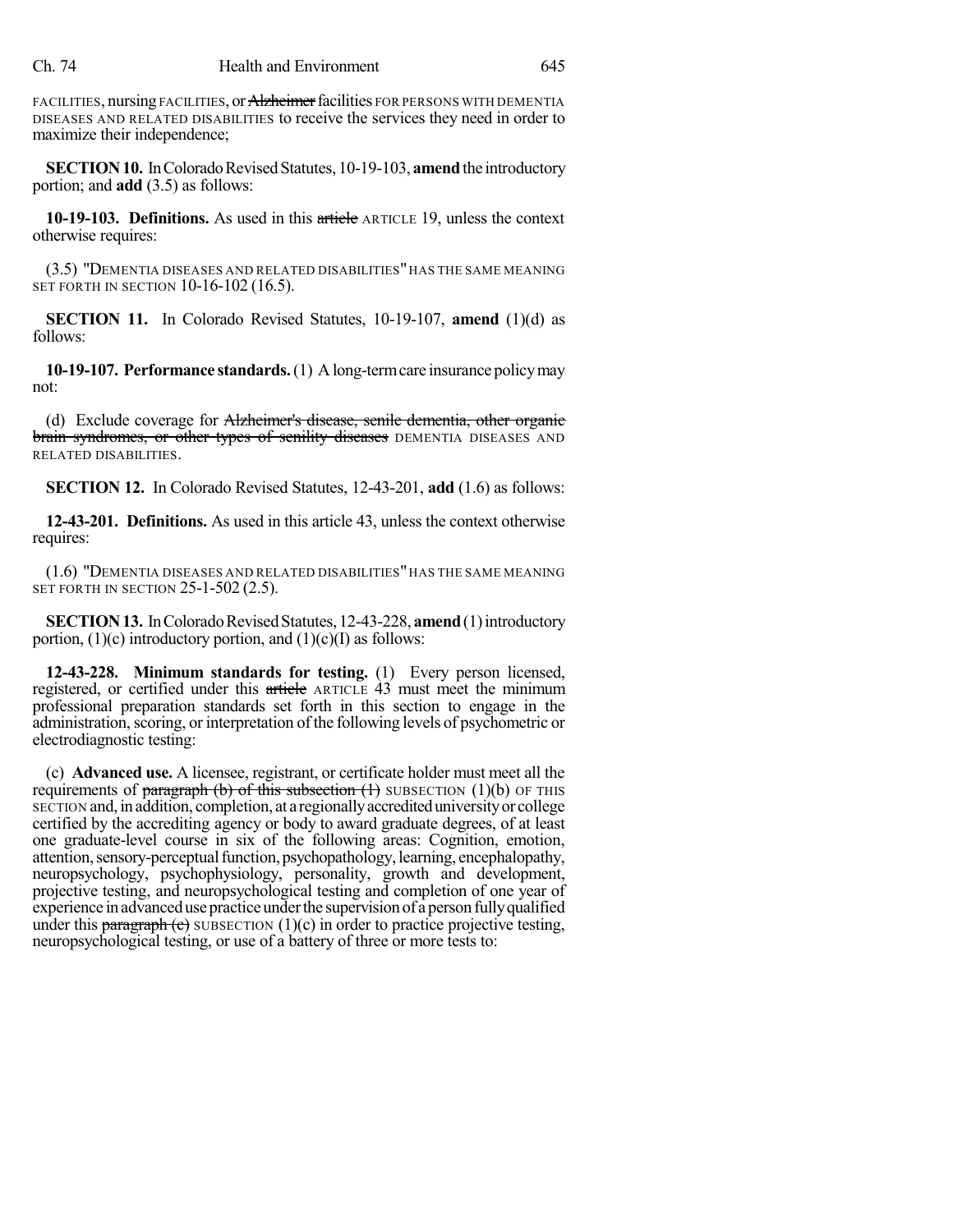FACILITIES, nursing FACILITIES, or ~~Alzheimer~~ facilities FOR PERSONS WITH DEMENTIA DISEASES AND RELATED DISABILITIES to receive the services they need in order to maximize their independence;

**SECTION 10.** In Colorado Revised Statutes, 10-19-103, **amend** the introductory portion; and **add** (3.5) as follows:

**10-19-103. Definitions.** As used in this ~~article~~ ARTICLE 19, unless the context otherwise requires:

(3.5) "DEMENTIA DISEASES AND RELATED DISABILITIES" HAS THE SAME MEANING SET FORTH IN SECTION 10-16-102 (16.5).

**SECTION 11.** In Colorado Revised Statutes, 10-19-107, **amend** (1)(d) as follows:

**10-19-107. Performance standards.** (1) A long-term care insurance policy may not:

(d) Exclude coverage for ~~Alzheimer's disease, senile dementia, other organic brain syndromes, or other types of senility diseases~~ DEMENTIA DISEASES AND RELATED DISABILITIES.

**SECTION 12.** In Colorado Revised Statutes, 12-43-201, **add** (1.6) as follows:

**12-43-201. Definitions.** As used in this article 43, unless the context otherwise requires:

(1.6) "DEMENTIA DISEASES AND RELATED DISABILITIES" HAS THE SAME MEANING SET FORTH IN SECTION 25-1-502 (2.5).

**SECTION 13.** In Colorado Revised Statutes, 12-43-228, **amend** (1) introductory portion, (1)(c) introductory portion, and (1)(c)(I) as follows:

**12-43-228. Minimum standards for testing.** (1) Every person licensed, registered, or certified under this ~~article~~ ARTICLE 43 must meet the minimum professional preparation standards set forth in this section to engage in the administration, scoring, or interpretation of the following levels of psychometric or electrodiagnostic testing:

(c) **Advanced use.** A licensee, registrant, or certificate holder must meet all the requirements of ~~paragraph (b) of this subsection (1)~~ SUBSECTION (1)(b) OF THIS SECTION and, in addition, completion, at a regionally accredited university or college certified by the accrediting agency or body to award graduate degrees, of at least one graduate-level course in six of the following areas: Cognition, emotion, attention, sensory-perceptual function, psychopathology, learning, encephalopathy, neuropsychology, psychophysiology, personality, growth and development, projective testing, and neuropsychological testing and completion of one year of experience in advanced use practice under the supervision of a person fully qualified under this ~~paragraph (c)~~ SUBSECTION (1)(c) in order to practice projective testing, neuropsychological testing, or use of a battery of three or more tests to: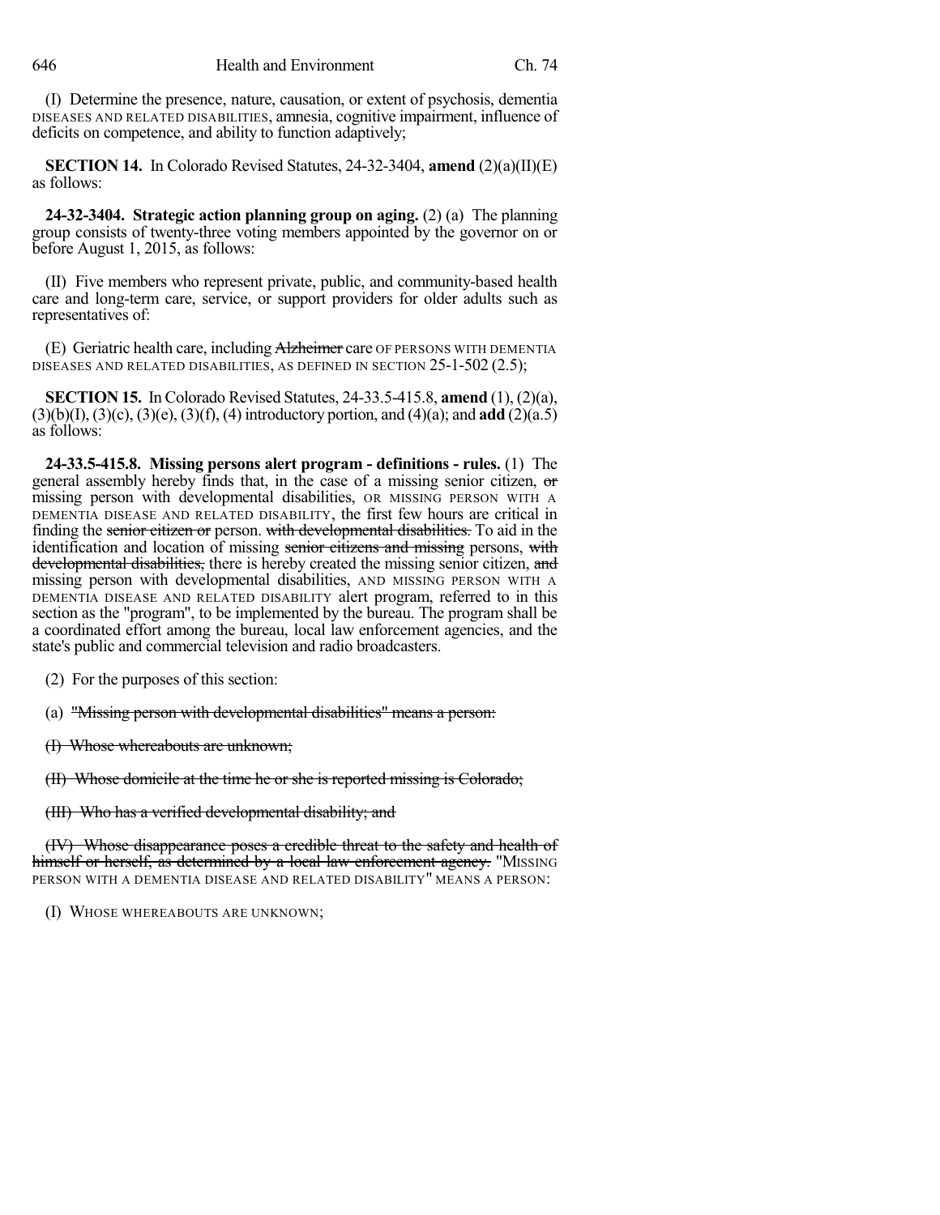(I) Determine the presence, nature, causation, or extent of psychosis, dementia DISEASES AND RELATED DISABILITIES, amnesia, cognitive impairment, influence of deficits on competence, and ability to function adaptively;

**SECTION 14.** In Colorado Revised Statutes, 24-32-3404, **amend** (2)(a)(II)(E) as follows:

**24-32-3404. Strategic action planning group on aging.** (2) (a) The planning group consists of twenty-three voting members appointed by the governor on or before August 1, 2015, as follows:

(II) Five members who represent private, public, and community-based health care and long-term care, service, or support providers for older adults such as representatives of:

(E) Geriatric health care, including ~~Alzheimer~~ care OF PERSONS WITH DEMENTIA DISEASES AND RELATED DISABILITIES, AS DEFINED IN SECTION 25-1-502 (2.5);

**SECTION 15.** In Colorado Revised Statutes, 24-33.5-415.8, **amend** (1), (2)(a), (3)(b)(I), (3)(c), (3)(e), (3)(f), (4) introductory portion, and (4)(a); and **add** (2)(a.5) as follows:

**24-33.5-415.8. Missing persons alert program - definitions - rules.** (1) The general assembly hereby finds that, in the case of a missing senior citizen, ~~or~~ missing person with developmental disabilities, OR MISSING PERSON WITH A DEMENTIA DISEASE AND RELATED DISABILITY, the first few hours are critical in finding the ~~senior citizen or~~ person. ~~with developmental disabilities.~~ To aid in the identification and location of missing ~~senior citizens and missing~~ persons, ~~with developmental disabilities,~~ there is hereby created the missing senior citizen, ~~and~~ missing person with developmental disabilities, AND MISSING PERSON WITH A DEMENTIA DISEASE AND RELATED DISABILITY alert program, referred to in this section as the "program", to be implemented by the bureau. The program shall be a coordinated effort among the bureau, local law enforcement agencies, and the state's public and commercial television and radio broadcasters.

(2) For the purposes of this section:

(a) ~~"Missing person with developmental disabilities" means a person:~~

~~(I) Whose whereabouts are unknown;~~

~~(II) Whose domicile at the time he or she is reported missing is Colorado;~~

~~(III) Who has a verified developmental disability; and~~

~~(IV) Whose disappearance poses a credible threat to the safety and health of himself or herself, as determined by a local law enforcement agency.~~ "MISSING PERSON WITH A DEMENTIA DISEASE AND RELATED DISABILITY" MEANS A PERSON:

(I) WHOSE WHEREABOUTS ARE UNKNOWN;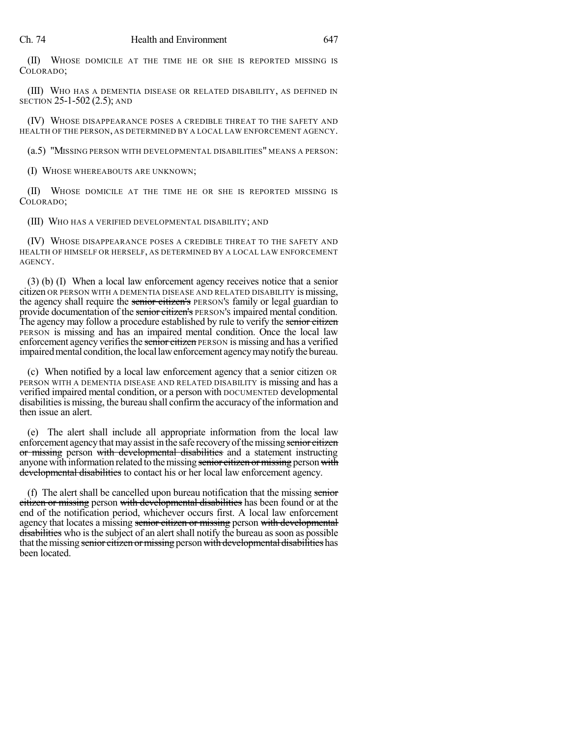(II) WHOSE DOMICILE AT THE TIME HE OR SHE IS REPORTED MISSING IS COLORADO;

(III) WHO HAS A DEMENTIA DISEASE OR RELATED DISABILITY, AS DEFINED IN SECTION 25-1-502 (2.5); AND

(IV) WHOSE DISAPPEARANCE POSES A CREDIBLE THREAT TO THE SAFETY AND HEALTH OF THE PERSON, AS DETERMINED BY A LOCAL LAW ENFORCEMENT AGENCY.

(a.5) "MISSING PERSON WITH DEVELOPMENTAL DISABILITIES" MEANS A PERSON:

(I) WHOSE WHEREABOUTS ARE UNKNOWN;

(II) WHOSE DOMICILE AT THE TIME HE OR SHE IS REPORTED MISSING IS COLORADO;

(III) WHO HAS A VERIFIED DEVELOPMENTAL DISABILITY; AND

(IV) WHOSE DISAPPEARANCE POSES A CREDIBLE THREAT TO THE SAFETY AND HEALTH OF HIMSELF OR HERSELF, AS DETERMINED BY A LOCAL LAW ENFORCEMENT AGENCY.

(3) (b) (I) When a local law enforcement agency receives notice that a senior citizen OR PERSON WITH A DEMENTIA DISEASE AND RELATED DISABILITY is missing, the agency shall require the ~~senior citizen's~~ PERSON'S family or legal guardian to provide documentation of the ~~senior citizen's~~ PERSON'S impaired mental condition. The agency may follow a procedure established by rule to verify the ~~senior citizen~~ PERSON is missing and has an impaired mental condition. Once the local law enforcement agency verifies the ~~senior citizen~~ PERSON is missing and has a verified impaired mental condition, the local law enforcement agency may notify the bureau.

(c) When notified by a local law enforcement agency that a senior citizen OR PERSON WITH A DEMENTIA DISEASE AND RELATED DISABILITY is missing and has a verified impaired mental condition, or a person with DOCUMENTED developmental disabilities is missing, the bureau shall confirm the accuracy of the information and then issue an alert.

(e) The alert shall include all appropriate information from the local law enforcement agency that may assist in the safe recovery of the missing ~~senior citizen or missing~~ person ~~with developmental disabilities~~ and a statement instructing anyone with information related to the missing ~~senior citizen or missing~~ person ~~with developmental disabilities~~ to contact his or her local law enforcement agency.

(f) The alert shall be cancelled upon bureau notification that the missing ~~senior citizen or missing~~ person ~~with developmental disabilities~~ has been found or at the end of the notification period, whichever occurs first. A local law enforcement agency that locates a missing ~~senior citizen or missing~~ person ~~with developmental disabilities~~ who is the subject of an alert shall notify the bureau as soon as possible that the missing ~~senior citizen or missing~~ person ~~with developmental disabilities~~ has been located.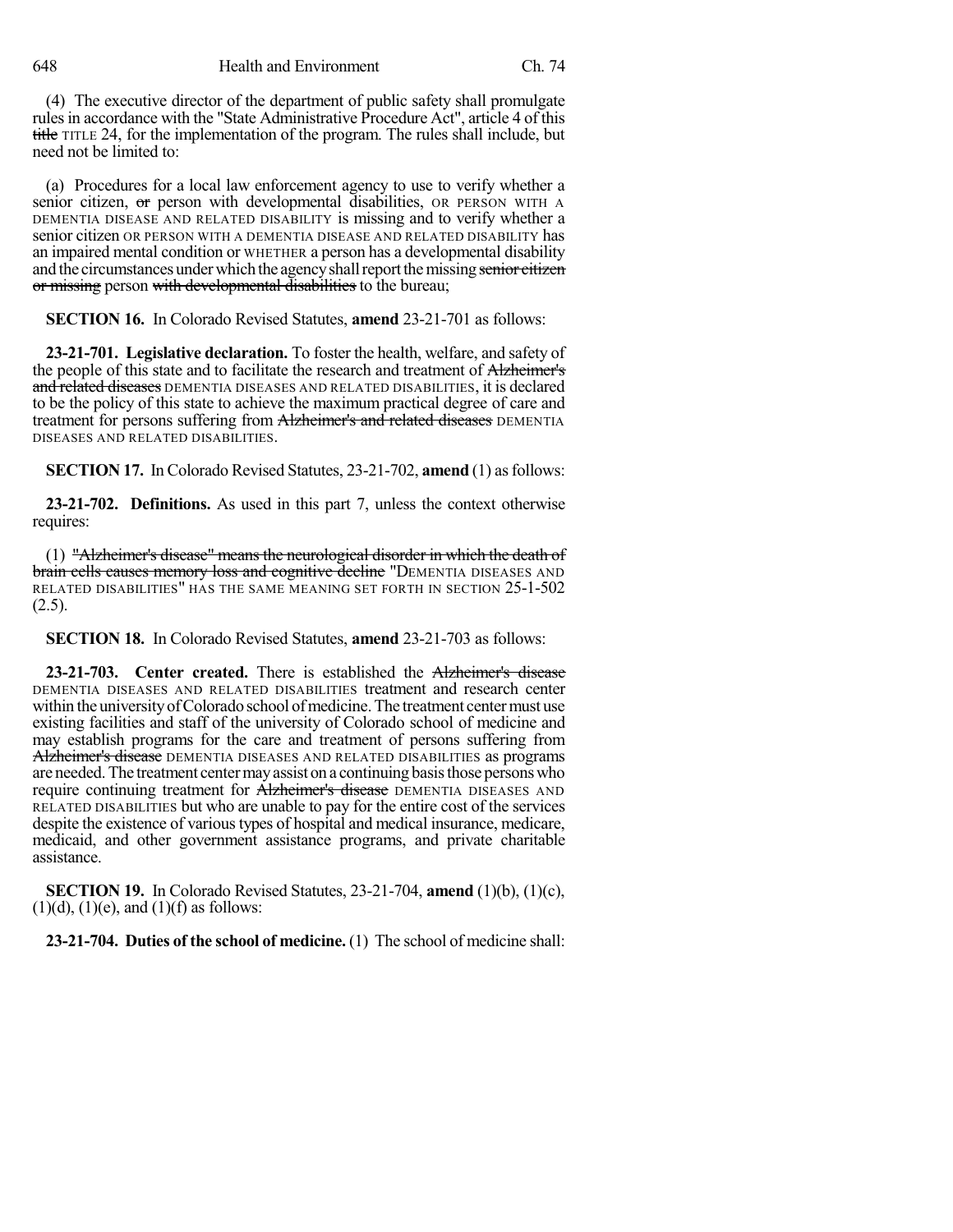(4) The executive director of the department of public safety shall promulgate rules in accordance with the "State Administrative Procedure Act", article 4 of this ~~title~~ TITLE 24, for the implementation of the program. The rules shall include, but need not be limited to:

(a) Procedures for a local law enforcement agency to use to verify whether a senior citizen, ~~or~~ person with developmental disabilities, OR PERSON WITH A DEMENTIA DISEASE AND RELATED DISABILITY is missing and to verify whether a senior citizen OR PERSON WITH A DEMENTIA DISEASE AND RELATED DISABILITY has an impaired mental condition or WHETHER a person has a developmental disability and the circumstances under which the agency shall report the missing ~~senior citizen or missing~~ person ~~with developmental disabilities~~ to the bureau;

**SECTION 16.** In Colorado Revised Statutes, **amend** 23-21-701 as follows:

**23-21-701. Legislative declaration.** To foster the health, welfare, and safety of the people of this state and to facilitate the research and treatment of ~~Alzheimer's and related diseases~~ DEMENTIA DISEASES AND RELATED DISABILITIES, it is declared to be the policy of this state to achieve the maximum practical degree of care and treatment for persons suffering from ~~Alzheimer's and related diseases~~ DEMENTIA DISEASES AND RELATED DISABILITIES.

**SECTION 17.** In Colorado Revised Statutes, 23-21-702, **amend** (1) as follows:

**23-21-702. Definitions.** As used in this part 7, unless the context otherwise requires:

(1) ~~"Alzheimer's disease" means the neurological disorder in which the death of brain cells causes memory loss and cognitive decline~~ "DEMENTIA DISEASES AND RELATED DISABILITIES" HAS THE SAME MEANING SET FORTH IN SECTION 25-1-502 (2.5).

**SECTION 18.** In Colorado Revised Statutes, **amend** 23-21-703 as follows:

**23-21-703. Center created.** There is established the ~~Alzheimer's disease~~ DEMENTIA DISEASES AND RELATED DISABILITIES treatment and research center within the university of Colorado school of medicine. The treatment center must use existing facilities and staff of the university of Colorado school of medicine and may establish programs for the care and treatment of persons suffering from ~~Alzheimer's disease~~ DEMENTIA DISEASES AND RELATED DISABILITIES as programs are needed. The treatment center may assist on a continuing basis those persons who require continuing treatment for ~~Alzheimer's disease~~ DEMENTIA DISEASES AND RELATED DISABILITIES but who are unable to pay for the entire cost of the services despite the existence of various types of hospital and medical insurance, medicare, medicaid, and other government assistance programs, and private charitable assistance.

**SECTION 19.** In Colorado Revised Statutes, 23-21-704, **amend** (1)(b), (1)(c), (1)(d), (1)(e), and (1)(f) as follows:

**23-21-704. Duties of the school of medicine.** (1) The school of medicine shall: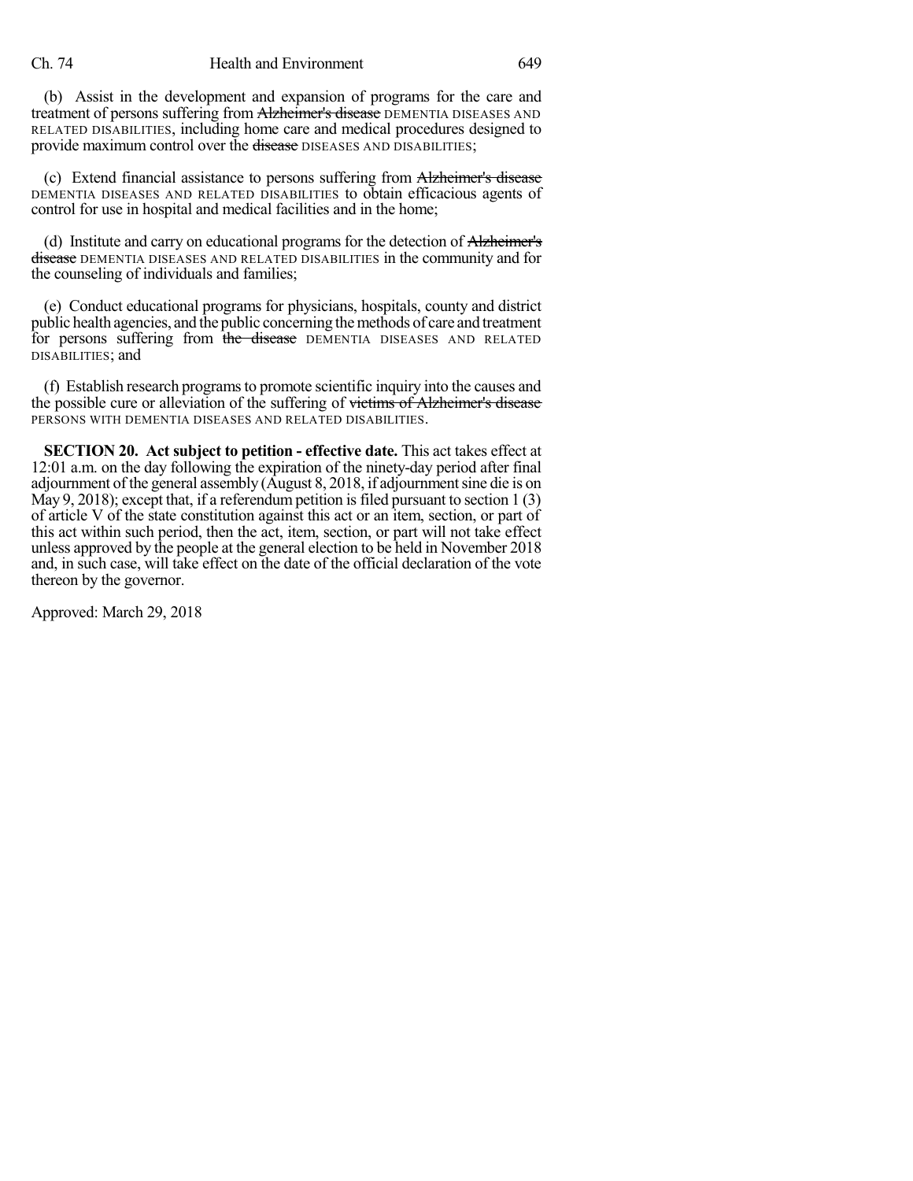(b) Assist in the development and expansion of programs for the care and treatment of persons suffering from ~~Alzheimer's disease~~ DEMENTIA DISEASES AND RELATED DISABILITIES, including home care and medical procedures designed to provide maximum control over the ~~disease~~ DISEASES AND DISABILITIES;

(c) Extend financial assistance to persons suffering from ~~Alzheimer's disease~~ DEMENTIA DISEASES AND RELATED DISABILITIES to obtain efficacious agents of control for use in hospital and medical facilities and in the home;

(d) Institute and carry on educational programs for the detection of ~~Alzheimer's disease~~ DEMENTIA DISEASES AND RELATED DISABILITIES in the community and for the counseling of individuals and families;

(e) Conduct educational programs for physicians, hospitals, county and district public health agencies, and the public concerning the methods of care and treatment for persons suffering from ~~the disease~~ DEMENTIA DISEASES AND RELATED DISABILITIES; and

(f) Establish research programs to promote scientific inquiry into the causes and the possible cure or alleviation of the suffering of ~~victims of Alzheimer's disease~~ PERSONS WITH DEMENTIA DISEASES AND RELATED DISABILITIES.

**SECTION 20. Act subject to petition - effective date.** This act takes effect at 12:01 a.m. on the day following the expiration of the ninety-day period after final adjournment of the general assembly (August 8, 2018, if adjournment sine die is on May 9, 2018); except that, if a referendum petition is filed pursuant to section 1 (3) of article V of the state constitution against this act or an item, section, or part of this act within such period, then the act, item, section, or part will not take effect unless approved by the people at the general election to be held in November 2018 and, in such case, will take effect on the date of the official declaration of the vote thereon by the governor.

Approved: March 29, 2018